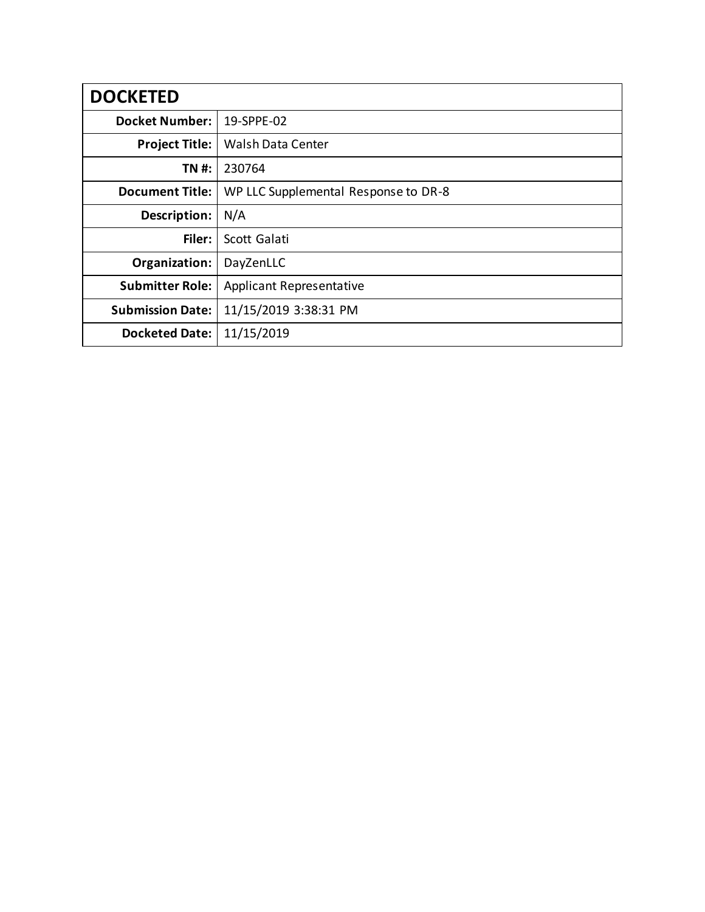| DOCKETED | |
|---|---|
| **Docket Number:** | 19-SPPE-02 |
| **Project Title:** | Walsh Data Center |
| **TN #:** | 230764 |
| **Document Title:** | WP LLC Supplemental Response to DR-8 |
| **Description:** | N/A |
| **Filer:** | Scott Galati |
| **Organization:** | DayZenLLC |
| **Submitter Role:** | Applicant Representative |
| **Submission Date:** | 11/15/2019 3:38:31 PM |
| **Docketed Date:** | 11/15/2019 |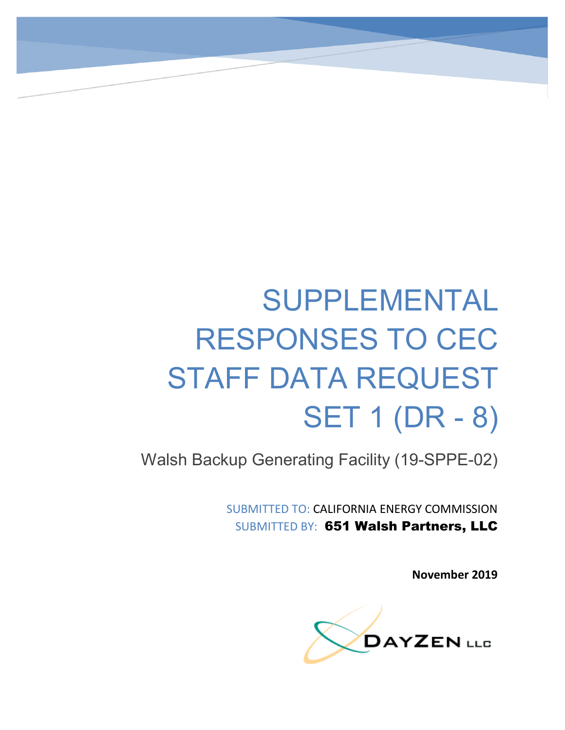# SUPPLEMENTAL RESPONSES TO CEC STAFF DATA REQUEST SET 1 (DR - 8)

Walsh Backup Generating Facility (19-SPPE-02)

SUBMITTED TO: CALIFORNIA ENERGY COMMISSION
SUBMITTED BY: **651 Walsh Partners, LLC**

**November 2019**

DAYZEN LLC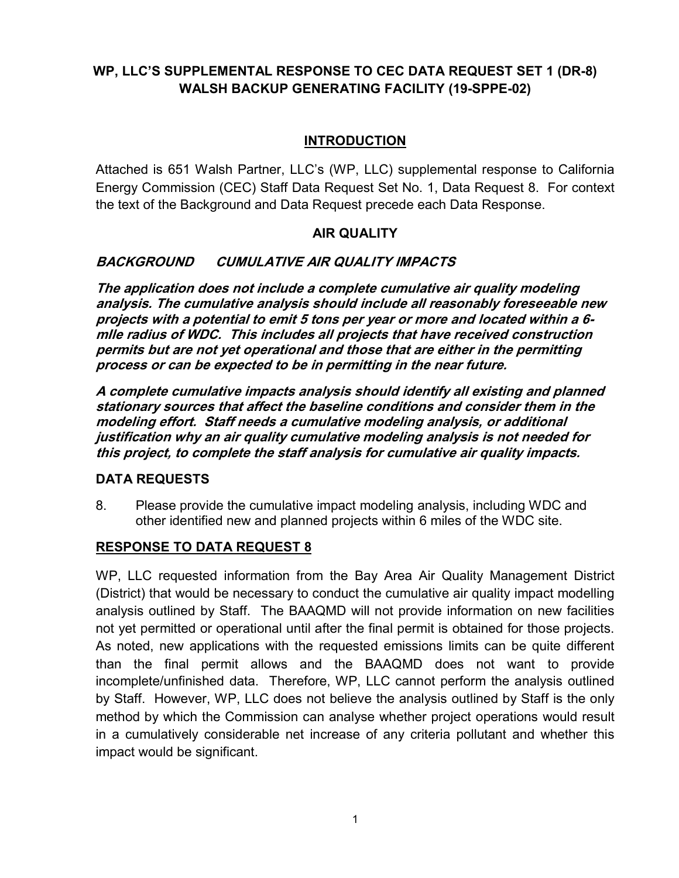**WP, LLC'S SUPPLEMENTAL RESPONSE TO CEC DATA REQUEST SET 1 (DR-8)**
**WALSH BACKUP GENERATING FACILITY (19-SPPE-02)**

## INTRODUCTION

Attached is 651 Walsh Partner, LLC's (WP, LLC) supplemental response to California Energy Commission (CEC) Staff Data Request Set No. 1, Data Request 8. For context the text of the Background and Data Request precede each Data Response.

## AIR QUALITY

### *BACKGROUND CUMULATIVE AIR QUALITY IMPACTS*

***The application does not include a complete cumulative air quality modeling analysis. The cumulative analysis should include all reasonably foreseeable new projects with a potential to emit 5 tons per year or more and located within a 6-mIle radius of WDC. This includes all projects that have received construction permits but are not yet operational and those that are either in the permitting process or can be expected to be in permitting in the near future.***

***A complete cumulative impacts analysis should identify all existing and planned stationary sources that affect the baseline conditions and consider them in the modeling effort. Staff needs a cumulative modeling analysis, or additional justification why an air quality cumulative modeling analysis is not needed for this project, to complete the staff analysis for cumulative air quality impacts.***

### DATA REQUESTS

8. Please provide the cumulative impact modeling analysis, including WDC and other identified new and planned projects within 6 miles of the WDC site.

### RESPONSE TO DATA REQUEST 8

WP, LLC requested information from the Bay Area Air Quality Management District (District) that would be necessary to conduct the cumulative air quality impact modelling analysis outlined by Staff. The BAAQMD will not provide information on new facilities not yet permitted or operational until after the final permit is obtained for those projects. As noted, new applications with the requested emissions limits can be quite different than the final permit allows and the BAAQMD does not want to provide incomplete/unfinished data. Therefore, WP, LLC cannot perform the analysis outlined by Staff. However, WP, LLC does not believe the analysis outlined by Staff is the only method by which the Commission can analyse whether project operations would result in a cumulatively considerable net increase of any criteria pollutant and whether this impact would be significant.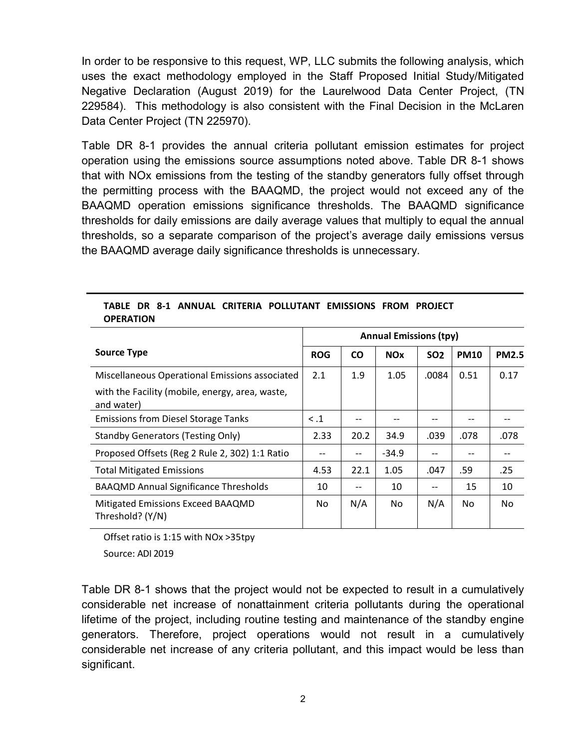In order to be responsive to this request, WP, LLC submits the following analysis, which uses the exact methodology employed in the Staff Proposed Initial Study/Mitigated Negative Declaration (August 2019) for the Laurelwood Data Center Project, (TN 229584). This methodology is also consistent with the Final Decision in the McLaren Data Center Project (TN 225970).

Table DR 8-1 provides the annual criteria pollutant emission estimates for project operation using the emissions source assumptions noted above. Table DR 8-1 shows that with NOx emissions from the testing of the standby generators fully offset through the permitting process with the BAAQMD, the project would not exceed any of the BAAQMD operation emissions significance thresholds. The BAAQMD significance thresholds for daily emissions are daily average values that multiply to equal the annual thresholds, so a separate comparison of the project's average daily emissions versus the BAAQMD average daily significance thresholds is unnecessary.

**TABLE DR 8-1 ANNUAL CRITERIA POLLUTANT EMISSIONS FROM PROJECT OPERATION**

| Source Type | Annual Emissions (tpy) | | | | | |
|---|---|---|---|---|---|---|
| | ROG | CO | NOx | SO2 | PM10 | PM2.5 |
| Miscellaneous Operational Emissions associated with the Facility (mobile, energy, area, waste, and water) | 2.1 | 1.9 | 1.05 | .0084 | 0.51 | 0.17 |
| Emissions from Diesel Storage Tanks | < .1 | -- | -- | -- | -- | -- |
| Standby Generators (Testing Only) | 2.33 | 20.2 | 34.9 | .039 | .078 | .078 |
| Proposed Offsets (Reg 2 Rule 2, 302) 1:1 Ratio | -- | -- | -34.9 | -- | -- | -- |
| Total Mitigated Emissions | 4.53 | 22.1 | 1.05 | .047 | .59 | .25 |
| BAAQMD Annual Significance Thresholds | 10 | -- | 10 | -- | 15 | 10 |
| Mitigated Emissions Exceed BAAQMD Threshold? (Y/N) | No | N/A | No | N/A | No | No |

Offset ratio is 1:15 with NOx >35tpy

Source: ADI 2019

Table DR 8-1 shows that the project would not be expected to result in a cumulatively considerable net increase of nonattainment criteria pollutants during the operational lifetime of the project, including routine testing and maintenance of the standby engine generators. Therefore, project operations would not result in a cumulatively considerable net increase of any criteria pollutant, and this impact would be less than significant.